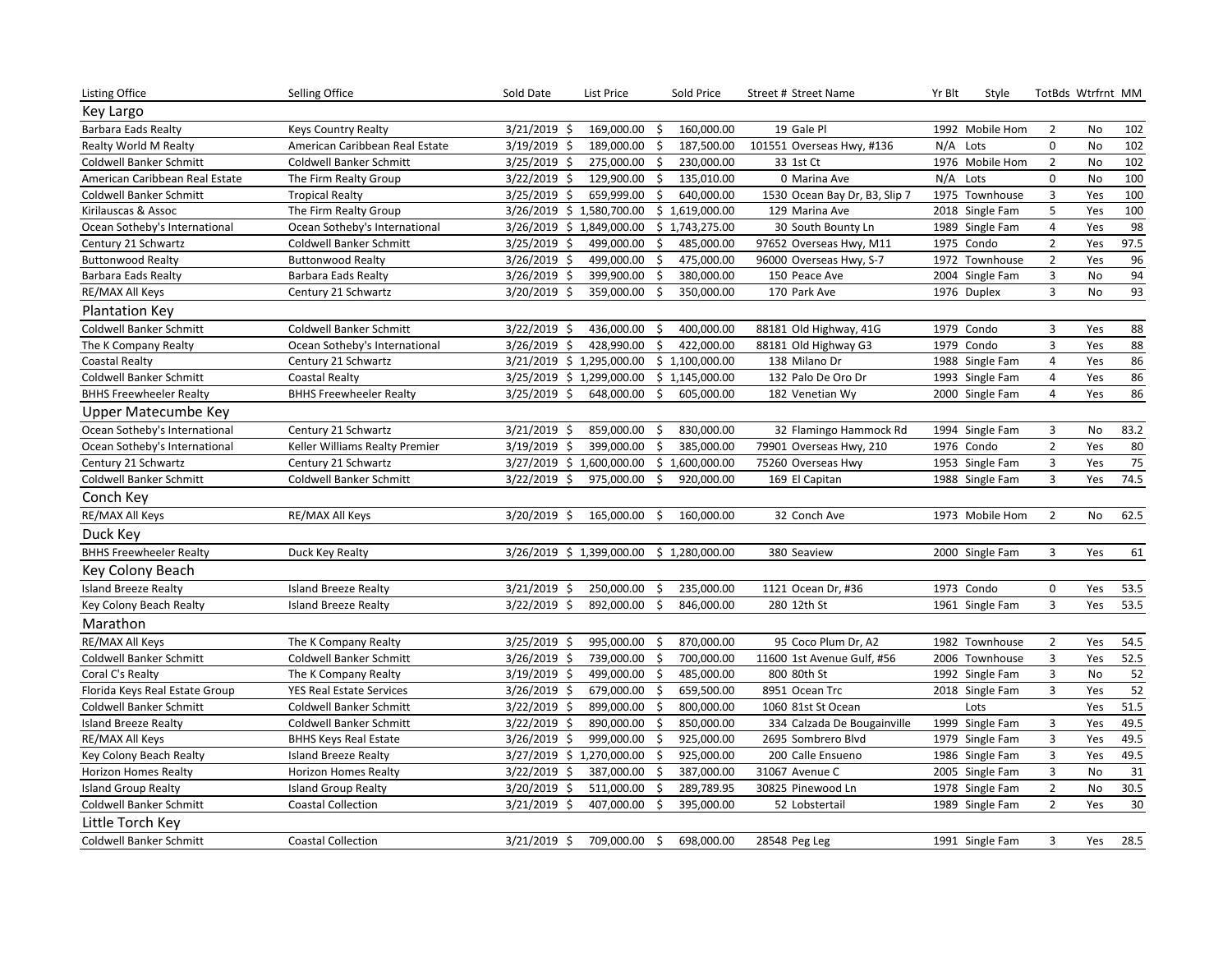| Listing Office | Selling Office | Sold Date | List Price | Sold Price | Street # Street Name | Yr Blt | Style | TotBds | Wtrfrnt | MM |
|---|---|---|---|---|---|---|---|---|---|---|
| **Key Largo** | | | | | | | | | | |
| Barbara Eads Realty | Keys Country Realty | 3/21/2019 | $ 169,000.00 | $ 160,000.00 | 19 Gale Pl | 1992 | Mobile Hom | 2 | No | 102 |
| Realty World M Realty | American Caribbean Real Estate | 3/19/2019 | $ 189,000.00 | $ 187,500.00 | 101551 Overseas Hwy, #136 | N/A | Lots | 0 | No | 102 |
| Coldwell Banker Schmitt | Coldwell Banker Schmitt | 3/25/2019 | $ 275,000.00 | $ 230,000.00 | 33 1st Ct | 1976 | Mobile Hom | 2 | No | 102 |
| American Caribbean Real Estate | The Firm Realty Group | 3/22/2019 | $ 129,900.00 | $ 135,010.00 | 0 Marina Ave | N/A | Lots | 0 | No | 100 |
| Coldwell Banker Schmitt | Tropical Realty | 3/25/2019 | $ 659,999.00 | $ 640,000.00 | 1530 Ocean Bay Dr, B3, Slip 7 | 1975 | Townhouse | 3 | Yes | 100 |
| Kirilauscas & Assoc | The Firm Realty Group | 3/26/2019 | $ 1,580,700.00 | $ 1,619,000.00 | 129 Marina Ave | 2018 | Single Fam | 5 | Yes | 100 |
| Ocean Sotheby's International | Ocean Sotheby's International | 3/26/2019 | $ 1,849,000.00 | $ 1,743,275.00 | 30 South Bounty Ln | 1989 | Single Fam | 4 | Yes | 98 |
| Century 21 Schwartz | Coldwell Banker Schmitt | 3/25/2019 | $ 499,000.00 | $ 485,000.00 | 97652 Overseas Hwy, M11 | 1975 | Condo | 2 | Yes | 97.5 |
| Buttonwood Realty | Buttonwood Realty | 3/26/2019 | $ 499,000.00 | $ 475,000.00 | 96000 Overseas Hwy, S-7 | 1972 | Townhouse | 2 | Yes | 96 |
| Barbara Eads Realty | Barbara Eads Realty | 3/26/2019 | $ 399,900.00 | $ 380,000.00 | 150 Peace Ave | 2004 | Single Fam | 3 | No | 94 |
| RE/MAX All Keys | Century 21 Schwartz | 3/20/2019 | $ 359,000.00 | $ 350,000.00 | 170 Park Ave | 1976 | Duplex | 3 | No | 93 |
| **Plantation Key** | | | | | | | | | | |
| Coldwell Banker Schmitt | Coldwell Banker Schmitt | 3/22/2019 | $ 436,000.00 | $ 400,000.00 | 88181 Old Highway, 41G | 1979 | Condo | 3 | Yes | 88 |
| The K Company Realty | Ocean Sotheby's International | 3/26/2019 | $ 428,990.00 | $ 422,000.00 | 88181 Old Highway G3 | 1979 | Condo | 3 | Yes | 88 |
| Coastal Realty | Century 21 Schwartz | 3/21/2019 | $ 1,295,000.00 | $ 1,100,000.00 | 138 Milano Dr | 1988 | Single Fam | 4 | Yes | 86 |
| Coldwell Banker Schmitt | Coastal Realty | 3/25/2019 | $ 1,299,000.00 | $ 1,145,000.00 | 132 Palo De Oro Dr | 1993 | Single Fam | 4 | Yes | 86 |
| BHHS Freewheeler Realty | BHHS Freewheeler Realty | 3/25/2019 | $ 648,000.00 | $ 605,000.00 | 182 Venetian Wy | 2000 | Single Fam | 4 | Yes | 86 |
| **Upper Matecumbe Key** | | | | | | | | | | |
| Ocean Sotheby's International | Century 21 Schwartz | 3/21/2019 | $ 859,000.00 | $ 830,000.00 | 32 Flamingo Hammock Rd | 1994 | Single Fam | 3 | No | 83.2 |
| Ocean Sotheby's International | Keller Williams Realty Premier | 3/19/2019 | $ 399,000.00 | $ 385,000.00 | 79901 Overseas Hwy, 210 | 1976 | Condo | 2 | Yes | 80 |
| Century 21 Schwartz | Century 21 Schwartz | 3/27/2019 | $ 1,600,000.00 | $ 1,600,000.00 | 75260 Overseas Hwy | 1953 | Single Fam | 3 | Yes | 75 |
| Coldwell Banker Schmitt | Coldwell Banker Schmitt | 3/22/2019 | $ 975,000.00 | $ 920,000.00 | 169 El Capitan | 1988 | Single Fam | 3 | Yes | 74.5 |
| **Conch Key** | | | | | | | | | | |
| RE/MAX All Keys | RE/MAX All Keys | 3/20/2019 | $ 165,000.00 | $ 160,000.00 | 32 Conch Ave | 1973 | Mobile Hom | 2 | No | 62.5 |
| **Duck Key** | | | | | | | | | | |
| BHHS Freewheeler Realty | Duck Key Realty | 3/26/2019 | $ 1,399,000.00 | $ 1,280,000.00 | 380 Seaview | 2000 | Single Fam | 3 | Yes | 61 |
| **Key Colony Beach** | | | | | | | | | | |
| Island Breeze Realty | Island Breeze Realty | 3/21/2019 | $ 250,000.00 | $ 235,000.00 | 1121 Ocean Dr, #36 | 1973 | Condo | 0 | Yes | 53.5 |
| Key Colony Beach Realty | Island Breeze Realty | 3/22/2019 | $ 892,000.00 | $ 846,000.00 | 280 12th St | 1961 | Single Fam | 3 | Yes | 53.5 |
| **Marathon** | | | | | | | | | | |
| RE/MAX All Keys | The K Company Realty | 3/25/2019 | $ 995,000.00 | $ 870,000.00 | 95 Coco Plum Dr, A2 | 1982 | Townhouse | 2 | Yes | 54.5 |
| Coldwell Banker Schmitt | Coldwell Banker Schmitt | 3/26/2019 | $ 739,000.00 | $ 700,000.00 | 11600 1st Avenue Gulf, #56 | 2006 | Townhouse | 3 | Yes | 52.5 |
| Coral C's Realty | The K Company Realty | 3/19/2019 | $ 499,000.00 | $ 485,000.00 | 800 80th St | 1992 | Single Fam | 3 | No | 52 |
| Florida Keys Real Estate Group | YES Real Estate Services | 3/26/2019 | $ 679,000.00 | $ 659,500.00 | 8951 Ocean Trc | 2018 | Single Fam | 3 | Yes | 52 |
| Coldwell Banker Schmitt | Coldwell Banker Schmitt | 3/22/2019 | $ 899,000.00 | $ 800,000.00 | 1060 81st St Ocean | | Lots | | Yes | 51.5 |
| Island Breeze Realty | Coldwell Banker Schmitt | 3/22/2019 | $ 890,000.00 | $ 850,000.00 | 334 Calzada De Bougainville | 1999 | Single Fam | 3 | Yes | 49.5 |
| RE/MAX All Keys | BHHS Keys Real Estate | 3/26/2019 | $ 999,000.00 | $ 925,000.00 | 2695 Sombrero Blvd | 1979 | Single Fam | 3 | Yes | 49.5 |
| Key Colony Beach Realty | Island Breeze Realty | 3/27/2019 | $ 1,270,000.00 | $ 925,000.00 | 200 Calle Ensueno | 1986 | Single Fam | 3 | Yes | 49.5 |
| Horizon Homes Realty | Horizon Homes Realty | 3/22/2019 | $ 387,000.00 | $ 387,000.00 | 31067 Avenue C | 2005 | Single Fam | 3 | No | 31 |
| Island Group Realty | Island Group Realty | 3/20/2019 | $ 511,000.00 | $ 289,789.95 | 30825 Pinewood Ln | 1978 | Single Fam | 2 | No | 30.5 |
| Coldwell Banker Schmitt | Coastal Collection | 3/21/2019 | $ 407,000.00 | $ 395,000.00 | 52 Lobstertail | 1989 | Single Fam | 2 | Yes | 30 |
| **Little Torch Key** | | | | | | | | | | |
| Coldwell Banker Schmitt | Coastal Collection | 3/21/2019 | $ 709,000.00 | $ 698,000.00 | 28548 Peg Leg | 1991 | Single Fam | 3 | Yes | 28.5 |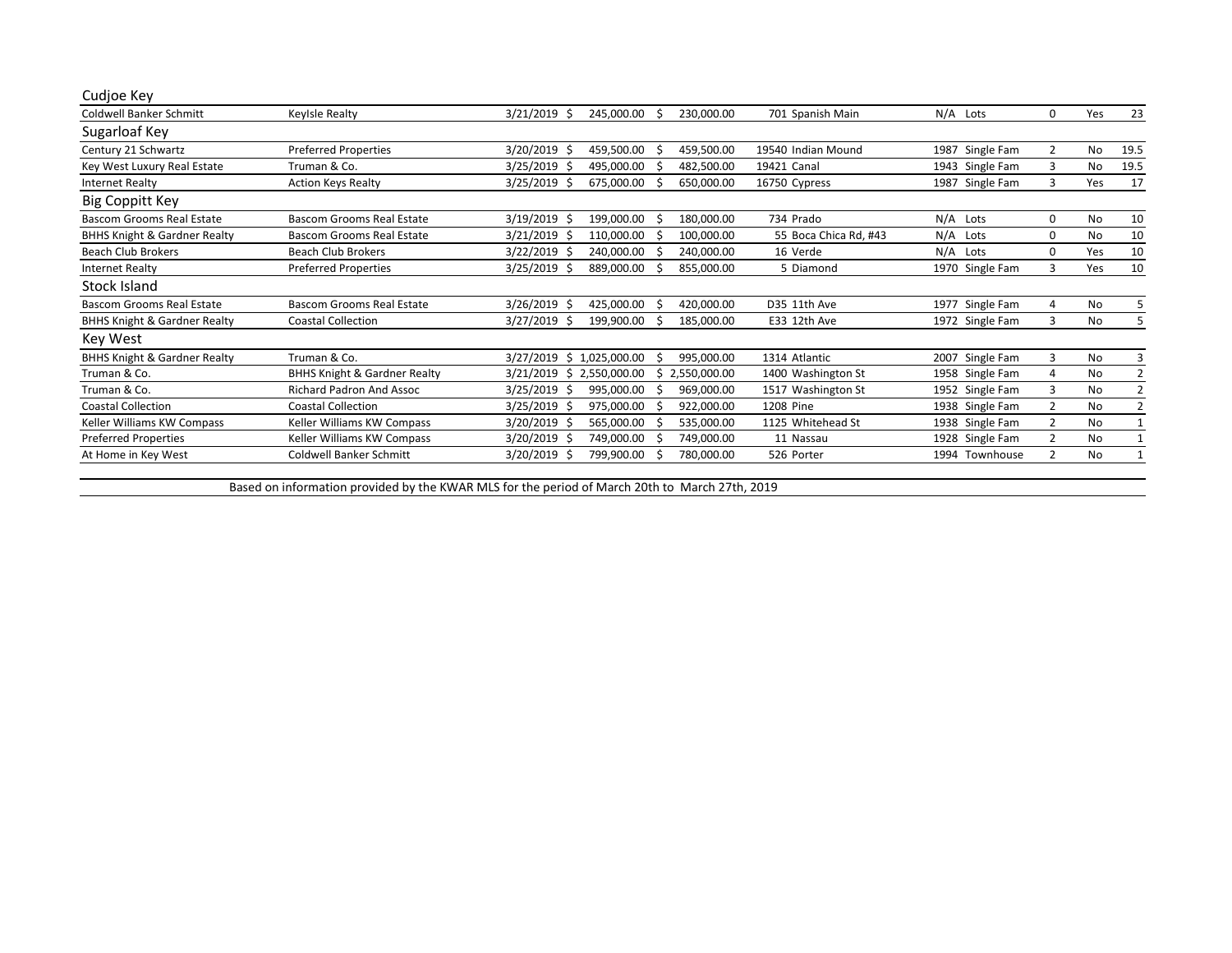| | | | | | | | | | | |
|---|---|---|---|---|---|---|---|---|---|---|
| **Cudjoe Key** | | | | | | | | | | |
| Coldwell Banker Schmitt | KeyIsle Realty | 3/21/2019 | $ 245,000.00 | $ 230,000.00 | 701 Spanish Main | N/A | Lots | 0 | Yes | 23 |
| **Sugarloaf Key** | | | | | | | | | | |
| Century 21 Schwartz | Preferred Properties | 3/20/2019 | $ 459,500.00 | $ 459,500.00 | 19540 Indian Mound | 1987 | Single Fam | 2 | No | 19.5 |
| Key West Luxury Real Estate | Truman & Co. | 3/25/2019 | $ 495,000.00 | $ 482,500.00 | 19421 Canal | 1943 | Single Fam | 3 | No | 19.5 |
| Internet Realty | Action Keys Realty | 3/25/2019 | $ 675,000.00 | $ 650,000.00 | 16750 Cypress | 1987 | Single Fam | 3 | Yes | 17 |
| **Big Coppitt Key** | | | | | | | | | | |
| Bascom Grooms Real Estate | Bascom Grooms Real Estate | 3/19/2019 | $ 199,000.00 | $ 180,000.00 | 734 Prado | N/A | Lots | 0 | No | 10 |
| BHHS Knight & Gardner Realty | Bascom Grooms Real Estate | 3/21/2019 | $ 110,000.00 | $ 100,000.00 | 55 Boca Chica Rd, #43 | N/A | Lots | 0 | No | 10 |
| Beach Club Brokers | Beach Club Brokers | 3/22/2019 | $ 240,000.00 | $ 240,000.00 | 16 Verde | N/A | Lots | 0 | Yes | 10 |
| Internet Realty | Preferred Properties | 3/25/2019 | $ 889,000.00 | $ 855,000.00 | 5 Diamond | 1970 | Single Fam | 3 | Yes | 10 |
| **Stock Island** | | | | | | | | | | |
| Bascom Grooms Real Estate | Bascom Grooms Real Estate | 3/26/2019 | $ 425,000.00 | $ 420,000.00 | D35 11th Ave | 1977 | Single Fam | 4 | No | 5 |
| BHHS Knight & Gardner Realty | Coastal Collection | 3/27/2019 | $ 199,900.00 | $ 185,000.00 | E33 12th Ave | 1972 | Single Fam | 3 | No | 5 |
| **Key West** | | | | | | | | | | |
| BHHS Knight & Gardner Realty | Truman & Co. | 3/27/2019 | $ 1,025,000.00 | $ 995,000.00 | 1314 Atlantic | 2007 | Single Fam | 3 | No | 3 |
| Truman & Co. | BHHS Knight & Gardner Realty | 3/21/2019 | $ 2,550,000.00 | $ 2,550,000.00 | 1400 Washington St | 1958 | Single Fam | 4 | No | 2 |
| Truman & Co. | Richard Padron And Assoc | 3/25/2019 | $ 995,000.00 | $ 969,000.00 | 1517 Washington St | 1952 | Single Fam | 3 | No | 2 |
| Coastal Collection | Coastal Collection | 3/25/2019 | $ 975,000.00 | $ 922,000.00 | 1208 Pine | 1938 | Single Fam | 2 | No | 2 |
| Keller Williams KW Compass | Keller Williams KW Compass | 3/20/2019 | $ 565,000.00 | $ 535,000.00 | 1125 Whitehead St | 1938 | Single Fam | 2 | No | 1 |
| Preferred Properties | Keller Williams KW Compass | 3/20/2019 | $ 749,000.00 | $ 749,000.00 | 11 Nassau | 1928 | Single Fam | 2 | No | 1 |
| At Home in Key West | Coldwell Banker Schmitt | 3/20/2019 | $ 799,900.00 | $ 780,000.00 | 526 Porter | 1994 | Townhouse | 2 | No | 1 |

Based on information provided by the KWAR MLS for the period of March 20th to March 27th, 2019